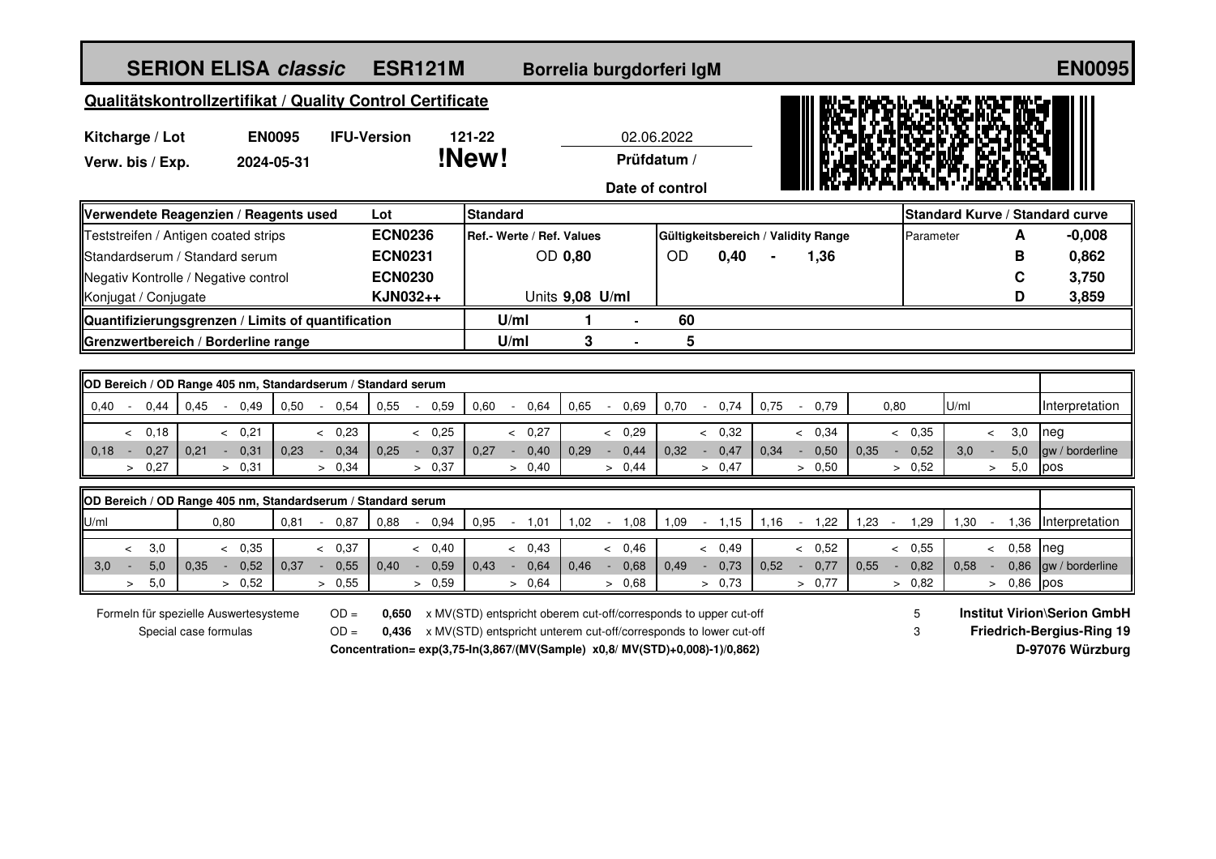# SERION ELISA *classic* ESR121M Borrelia burgdorferi IgM EN0095

## Qualitätskontrollzertifikat / Quality Control Certificate

| | | | | |
|---|---|---|---|---|
| **Kitcharge / Lot** | **EN0095** | **IFU-Version** | **121-22** | 02.06.2022 |
| **Verw. bis / Exp.** | **2024-05-31** | | **!New!** | **Prüfdatum / Date of control** |

| Verwendete Reagenzien / Reagents used | Lot | Standard | | Standard Kurve / Standard curve | |
|---|---|---|---|---|---|
| Teststreifen / Antigen coated strips | **ECN0236** | **Ref.- Werte / Ref. Values** | **Gültigkeitsbereich / Validity Range** | Parameter **A** | **-0,008** |
| Standardserum / Standard serum | **ECN0231** | OD **0,80** | OD **0,40 - 1,36** | **B** | **0,862** |
| Negativ Kontrolle / Negative control | **ECN0230** | | | **C** | **3,750** |
| Konjugat / Conjugate | **KJN032++** | Units **9,08 U/ml** | | **D** | **3,859** |
| **Quantifizierungsgrenzen / Limits of quantification** | | **U/ml** | **1 - 60** | | |
| **Grenzwertbereich / Borderline range** | | **U/ml** | **3 - 5** | | |

**OD Bereich / OD Range 405 nm, Standardserum / Standard serum**

| 0,40 - 0,44 | 0,45 - 0,49 | 0,50 - 0,54 | 0,55 - 0,59 | 0,60 - 0,64 | 0,65 - 0,69 | 0,70 - 0,74 | 0,75 - 0,79 | 0,80 | U/ml | Interpretation |
|---|---|---|---|---|---|---|---|---|---|---|
| < 0,18 | < 0,21 | < 0,23 | < 0,25 | < 0,27 | < 0,29 | < 0,32 | < 0,34 | < 0,35 | < 3,0 | neg |
| 0,18 - 0,27 | 0,21 - 0,31 | 0,23 - 0,34 | 0,25 - 0,37 | 0,27 - 0,40 | 0,29 - 0,44 | 0,32 - 0,47 | 0,34 - 0,50 | 0,35 - 0,52 | 3,0 - 5,0 | gw / borderline |
| > 0,27 | > 0,31 | > 0,34 | > 0,37 | > 0,40 | > 0,44 | > 0,47 | > 0,50 | > 0,52 | > 5,0 | pos |

**OD Bereich / OD Range 405 nm, Standardserum / Standard serum**

| U/ml | 0,80 | 0,81 - 0,87 | 0,88 - 0,94 | 0,95 - 1,01 | 1,02 - 1,08 | 1,09 - 1,15 | 1,16 - 1,22 | 1,23 - 1,29 | 1,30 - 1,36 | Interpretation |
|---|---|---|---|---|---|---|---|---|---|---|
| < 3,0 | < 0,35 | < 0,37 | < 0,40 | < 0,43 | < 0,46 | < 0,49 | < 0,52 | < 0,55 | < 0,58 | neg |
| 3,0 - 5,0 | 0,35 - 0,52 | 0,37 - 0,55 | 0,40 - 0,59 | 0,43 - 0,64 | 0,46 - 0,68 | 0,49 - 0,73 | 0,52 - 0,77 | 0,55 - 0,82 | 0,58 - 0,86 | gw / borderline |
| > 5,0 | > 0,52 | > 0,55 | > 0,59 | > 0,64 | > 0,68 | > 0,73 | > 0,77 | > 0,82 | > 0,86 | pos |

Formeln für spezielle Auswertesysteme / Special case formulas

OD = **0,650** x MV(STD) entspricht oberem cut-off/corresponds to upper cut-off — 5

OD = **0,436** x MV(STD) entspricht unterem cut-off/corresponds to lower cut-off — 3

**Concentration= exp(3,75-ln(3,867/(MV(Sample) x0,8/ MV(STD)+0,008)-1)/0,862)**

**Institut Virion\Serion GmbH**
**Friedrich-Bergius-Ring 19**
**D-97076 Würzburg**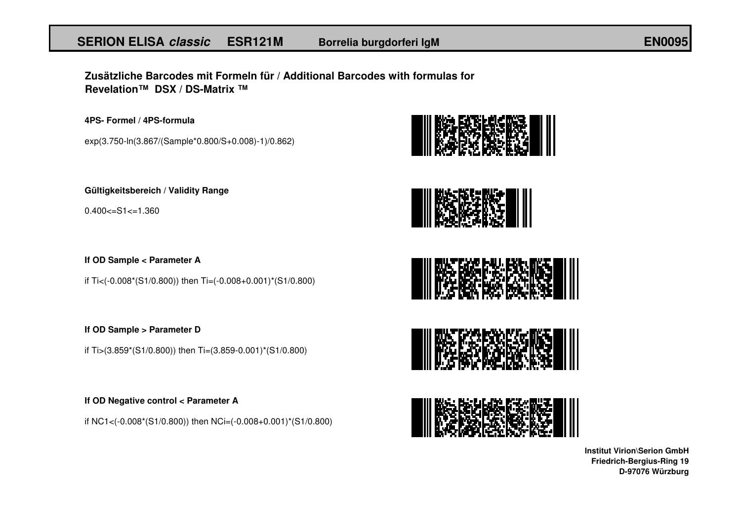# SERION ELISA *classic* ESR121M Borrelia burgdorferi IgM EN0095

**Zusätzliche Barcodes mit Formeln für / Additional Barcodes with formulas for Revelation™ DSX / DS-Matrix ™**

**4PS- Formel / 4PS-formula**

exp(3.750-ln(3.867/(Sample*0.800/S+0.008)-1)/0.862)

**Gültigkeitsbereich / Validity Range**

0.400<=S1<=1.360

**If OD Sample < Parameter A**

if Ti<(-0.008*(S1/0.800)) then Ti=(-0.008+0.001)*(S1/0.800)

**If OD Sample > Parameter D**

if Ti>(3.859*(S1/0.800)) then Ti=(3.859-0.001)*(S1/0.800)

**If OD Negative control < Parameter A**

if NC1<(-0.008*(S1/0.800)) then NCi=(-0.008+0.001)*(S1/0.800)

**Institut Virion\Serion GmbH**
**Friedrich-Bergius-Ring 19**
**D-97076 Würzburg**